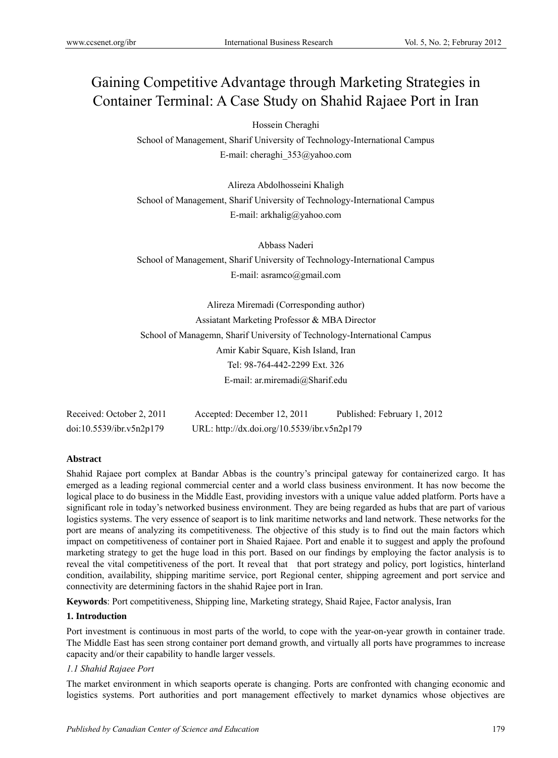# Gaining Competitive Advantage through Marketing Strategies in Container Terminal: A Case Study on Shahid Rajaee Port in Iran

Hossein Cheraghi

School of Management, Sharif University of Technology-International Campus

E-mail: cheraghi_353@yahoo.com

Alireza Abdolhosseini Khaligh

School of Management, Sharif University of Technology-International Campus

E-mail: arkhalig@yahoo.com

Abbass Naderi

School of Management, Sharif University of Technology-International Campus

E-mail: asramco@gmail.com

Alireza Miremadi (Corresponding author)

Assiatant Marketing Professor & MBA Director

School of Managemn, Sharif University of Technology-International Campus

Amir Kabir Square, Kish Island, Iran

Tel: 98-764-442-2299 Ext. 326

E-mail: ar.miremadi@Sharif.edu

Received: October 2, 2011 Accepted: December 12, 2011 Published: February 1, 2012

doi:10.5539/ibr.v5n2p179 URL: http://dx.doi.org/10.5539/ibr.v5n2p179

## Abstract

Shahid Rajaee port complex at Bandar Abbas is the country's principal gateway for containerized cargo. It has emerged as a leading regional commercial center and a world class business environment. It has now become the logical place to do business in the Middle East, providing investors with a unique value added platform. Ports have a significant role in today's networked business environment. They are being regarded as hubs that are part of various logistics systems. The very essence of seaport is to link maritime networks and land network. These networks for the port are means of analyzing its competitiveness. The objective of this study is to find out the main factors which impact on competitiveness of container port in Shaied Rajaee. Port and enable it to suggest and apply the profound marketing strategy to get the huge load in this port. Based on our findings by employing the factor analysis is to reveal the vital competitiveness of the port. It reveal that that port strategy and policy, port logistics, hinterland condition, availability, shipping maritime service, port Regional center, shipping agreement and port service and connectivity are determining factors in the shahid Rajee port in Iran.

**Keywords**: Port competitiveness, Shipping line, Marketing strategy, Shaid Rajee, Factor analysis, Iran

## 1. Introduction

Port investment is continuous in most parts of the world, to cope with the year-on-year growth in container trade. The Middle East has seen strong container port demand growth, and virtually all ports have programmes to increase capacity and/or their capability to handle larger vessels.

### *1.1 Shahid Rajaee Port*

The market environment in which seaports operate is changing. Ports are confronted with changing economic and logistics systems. Port authorities and port management effectively to market dynamics whose objectives are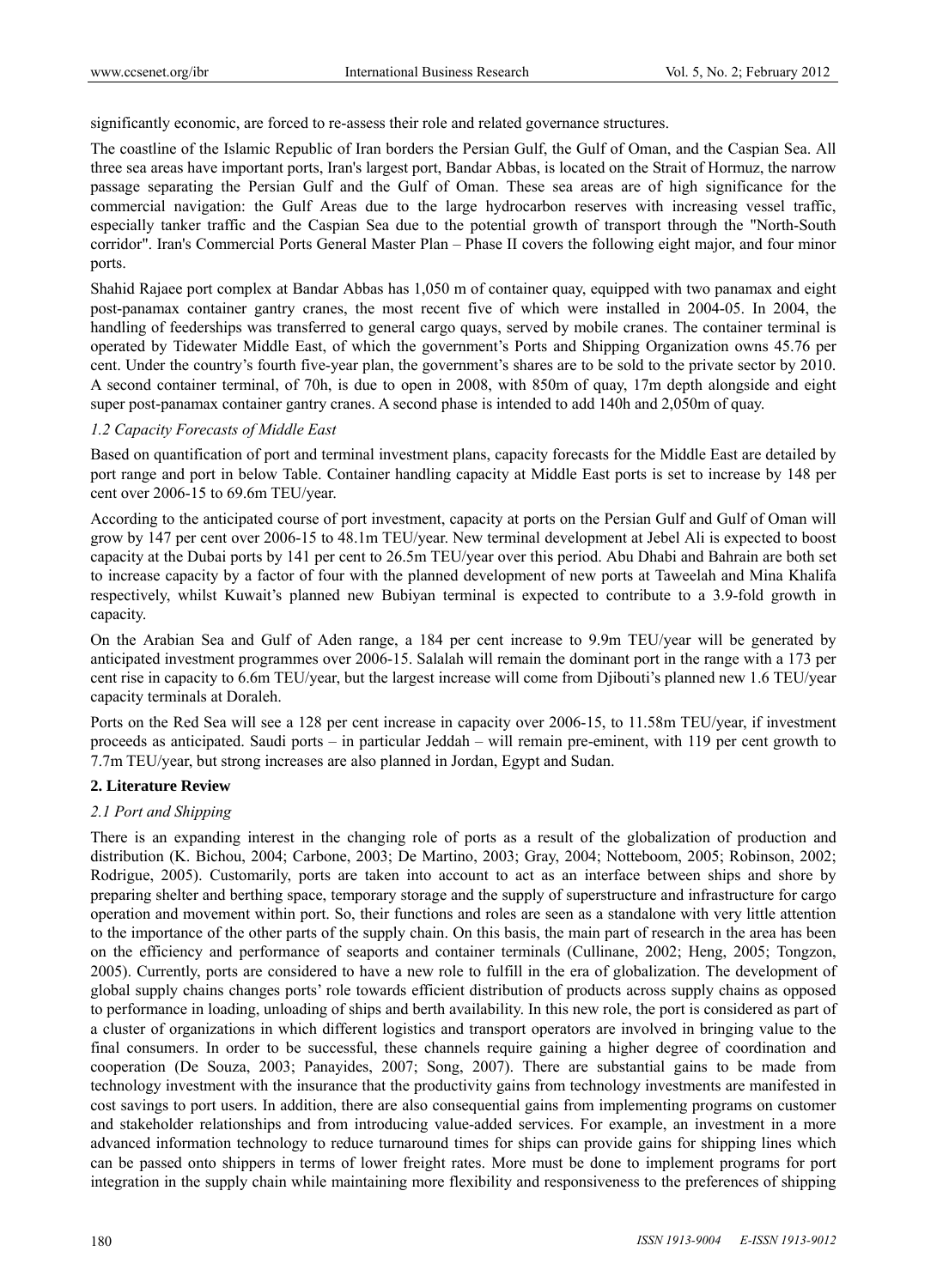significantly economic, are forced to re-assess their role and related governance structures.

The coastline of the Islamic Republic of Iran borders the Persian Gulf, the Gulf of Oman, and the Caspian Sea. All three sea areas have important ports, Iran's largest port, Bandar Abbas, is located on the Strait of Hormuz, the narrow passage separating the Persian Gulf and the Gulf of Oman. These sea areas are of high significance for the commercial navigation: the Gulf Areas due to the large hydrocarbon reserves with increasing vessel traffic, especially tanker traffic and the Caspian Sea due to the potential growth of transport through the "North-South corridor". Iran's Commercial Ports General Master Plan – Phase II covers the following eight major, and four minor ports.

Shahid Rajaee port complex at Bandar Abbas has 1,050 m of container quay, equipped with two panamax and eight post-panamax container gantry cranes, the most recent five of which were installed in 2004-05. In 2004, the handling of feederships was transferred to general cargo quays, served by mobile cranes. The container terminal is operated by Tidewater Middle East, of which the government's Ports and Shipping Organization owns 45.76 per cent. Under the country's fourth five-year plan, the government's shares are to be sold to the private sector by 2010. A second container terminal, of 70h, is due to open in 2008, with 850m of quay, 17m depth alongside and eight super post-panamax container gantry cranes. A second phase is intended to add 140h and 2,050m of quay.

### *1.2 Capacity Forecasts of Middle East*

Based on quantification of port and terminal investment plans, capacity forecasts for the Middle East are detailed by port range and port in below Table. Container handling capacity at Middle East ports is set to increase by 148 per cent over 2006-15 to 69.6m TEU/year.

According to the anticipated course of port investment, capacity at ports on the Persian Gulf and Gulf of Oman will grow by 147 per cent over 2006-15 to 48.1m TEU/year. New terminal development at Jebel Ali is expected to boost capacity at the Dubai ports by 141 per cent to 26.5m TEU/year over this period. Abu Dhabi and Bahrain are both set to increase capacity by a factor of four with the planned development of new ports at Taweelah and Mina Khalifa respectively, whilst Kuwait's planned new Bubiyan terminal is expected to contribute to a 3.9-fold growth in capacity.

On the Arabian Sea and Gulf of Aden range, a 184 per cent increase to 9.9m TEU/year will be generated by anticipated investment programmes over 2006-15. Salalah will remain the dominant port in the range with a 173 per cent rise in capacity to 6.6m TEU/year, but the largest increase will come from Djibouti's planned new 1.6 TEU/year capacity terminals at Doraleh.

Ports on the Red Sea will see a 128 per cent increase in capacity over 2006-15, to 11.58m TEU/year, if investment proceeds as anticipated. Saudi ports – in particular Jeddah – will remain pre-eminent, with 119 per cent growth to 7.7m TEU/year, but strong increases are also planned in Jordan, Egypt and Sudan.

## **2. Literature Review**

### *2.1 Port and Shipping*

There is an expanding interest in the changing role of ports as a result of the globalization of production and distribution (K. Bichou, 2004; Carbone, 2003; De Martino, 2003; Gray, 2004; Notteboom, 2005; Robinson, 2002; Rodrigue, 2005). Customarily, ports are taken into account to act as an interface between ships and shore by preparing shelter and berthing space, temporary storage and the supply of superstructure and infrastructure for cargo operation and movement within port. So, their functions and roles are seen as a standalone with very little attention to the importance of the other parts of the supply chain. On this basis, the main part of research in the area has been on the efficiency and performance of seaports and container terminals (Cullinane, 2002; Heng, 2005; Tongzon, 2005). Currently, ports are considered to have a new role to fulfill in the era of globalization. The development of global supply chains changes ports' role towards efficient distribution of products across supply chains as opposed to performance in loading, unloading of ships and berth availability. In this new role, the port is considered as part of a cluster of organizations in which different logistics and transport operators are involved in bringing value to the final consumers. In order to be successful, these channels require gaining a higher degree of coordination and cooperation (De Souza, 2003; Panayides, 2007; Song, 2007). There are substantial gains to be made from technology investment with the insurance that the productivity gains from technology investments are manifested in cost savings to port users. In addition, there are also consequential gains from implementing programs on customer and stakeholder relationships and from introducing value-added services. For example, an investment in a more advanced information technology to reduce turnaround times for ships can provide gains for shipping lines which can be passed onto shippers in terms of lower freight rates. More must be done to implement programs for port integration in the supply chain while maintaining more flexibility and responsiveness to the preferences of shipping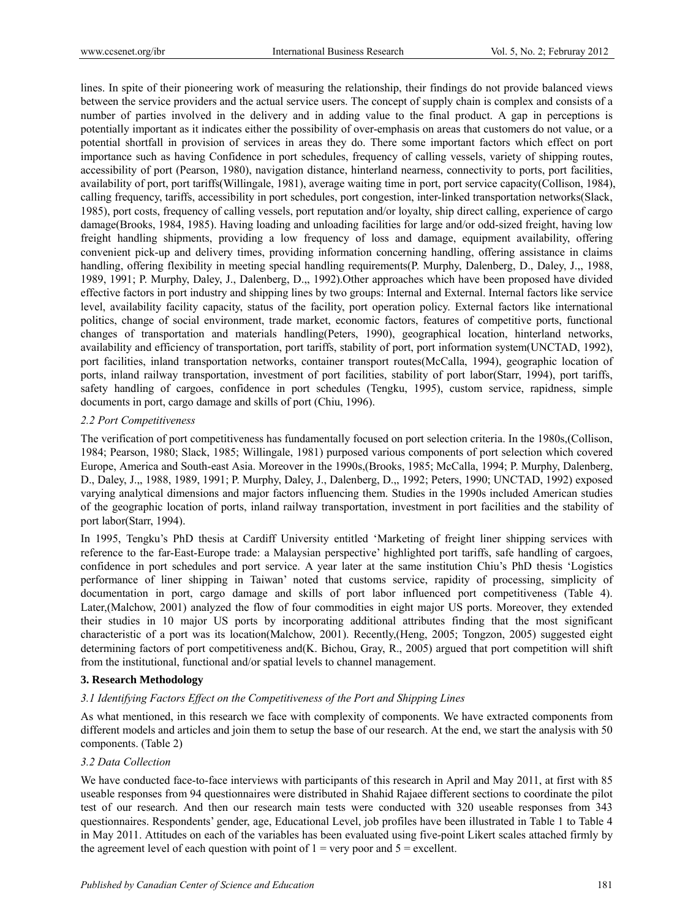lines. In spite of their pioneering work of measuring the relationship, their findings do not provide balanced views between the service providers and the actual service users. The concept of supply chain is complex and consists of a number of parties involved in the delivery and in adding value to the final product. A gap in perceptions is potentially important as it indicates either the possibility of over-emphasis on areas that customers do not value, or a potential shortfall in provision of services in areas they do. There some important factors which effect on port importance such as having Confidence in port schedules, frequency of calling vessels, variety of shipping routes, accessibility of port (Pearson, 1980), navigation distance, hinterland nearness, connectivity to ports, port facilities, availability of port, port tariffs(Willingale, 1981), average waiting time in port, port service capacity(Collison, 1984), calling frequency, tariffs, accessibility in port schedules, port congestion, inter-linked transportation networks(Slack, 1985), port costs, frequency of calling vessels, port reputation and/or loyalty, ship direct calling, experience of cargo damage(Brooks, 1984, 1985). Having loading and unloading facilities for large and/or odd-sized freight, having low freight handling shipments, providing a low frequency of loss and damage, equipment availability, offering convenient pick-up and delivery times, providing information concerning handling, offering assistance in claims handling, offering flexibility in meeting special handling requirements(P. Murphy, Dalenberg, D., Daley, J.,,, 1988, 1989, 1991; P. Murphy, Daley, J., Dalenberg, D.,, 1992).Other approaches which have been proposed have divided effective factors in port industry and shipping lines by two groups: Internal and External. Internal factors like service level, availability facility capacity, status of the facility, port operation policy. External factors like international politics, change of social environment, trade market, economic factors, features of competitive ports, functional changes of transportation and materials handling(Peters, 1990), geographical location, hinterland networks, availability and efficiency of transportation, port tariffs, stability of port, port information system(UNCTAD, 1992), port facilities, inland transportation networks, container transport routes(McCalla, 1994), geographic location of ports, inland railway transportation, investment of port facilities, stability of port labor(Starr, 1994), port tariffs, safety handling of cargoes, confidence in port schedules (Tengku, 1995), custom service, rapidness, simple documents in port, cargo damage and skills of port (Chiu, 1996).

*2.2 Port Competitiveness*

The verification of port competitiveness has fundamentally focused on port selection criteria. In the 1980s,(Collison, 1984; Pearson, 1980; Slack, 1985; Willingale, 1981) purposed various components of port selection which covered Europe, America and South-east Asia. Moreover in the 1990s,(Brooks, 1985; McCalla, 1994; P. Murphy, Dalenberg, D., Daley, J.,,, 1988, 1989, 1991; P. Murphy, Daley, J., Dalenberg, D.,, 1992; Peters, 1990; UNCTAD, 1992) exposed varying analytical dimensions and major factors influencing them. Studies in the 1990s included American studies of the geographic location of ports, inland railway transportation, investment in port facilities and the stability of port labor(Starr, 1994).

In 1995, Tengku's PhD thesis at Cardiff University entitled 'Marketing of freight liner shipping services with reference to the far-East-Europe trade: a Malaysian perspective' highlighted port tariffs, safe handling of cargoes, confidence in port schedules and port service. A year later at the same institution Chiu's PhD thesis 'Logistics performance of liner shipping in Taiwan' noted that customs service, rapidity of processing, simplicity of documentation in port, cargo damage and skills of port labor influenced port competitiveness (Table 4). Later,(Malchow, 2001) analyzed the flow of four commodities in eight major US ports. Moreover, they extended their studies in 10 major US ports by incorporating additional attributes finding that the most significant characteristic of a port was its location(Malchow, 2001). Recently,(Heng, 2005; Tongzon, 2005) suggested eight determining factors of port competitiveness and(K. Bichou, Gray, R., 2005) argued that port competition will shift from the institutional, functional and/or spatial levels to channel management.

## 3. Research Methodology

*3.1 Identifying Factors Effect on the Competitiveness of the Port and Shipping Lines*

As what mentioned, in this research we face with complexity of components. We have extracted components from different models and articles and join them to setup the base of our research. At the end, we start the analysis with 50 components. (Table 2)

*3.2 Data Collection*

We have conducted face-to-face interviews with participants of this research in April and May 2011, at first with 85 useable responses from 94 questionnaires were distributed in Shahid Rajaee different sections to coordinate the pilot test of our research. And then our research main tests were conducted with 320 useable responses from 343 questionnaires. Respondents' gender, age, Educational Level, job profiles have been illustrated in Table 1 to Table 4 in May 2011. Attitudes on each of the variables has been evaluated using five-point Likert scales attached firmly by the agreement level of each question with point of 1 = very poor and 5 = excellent.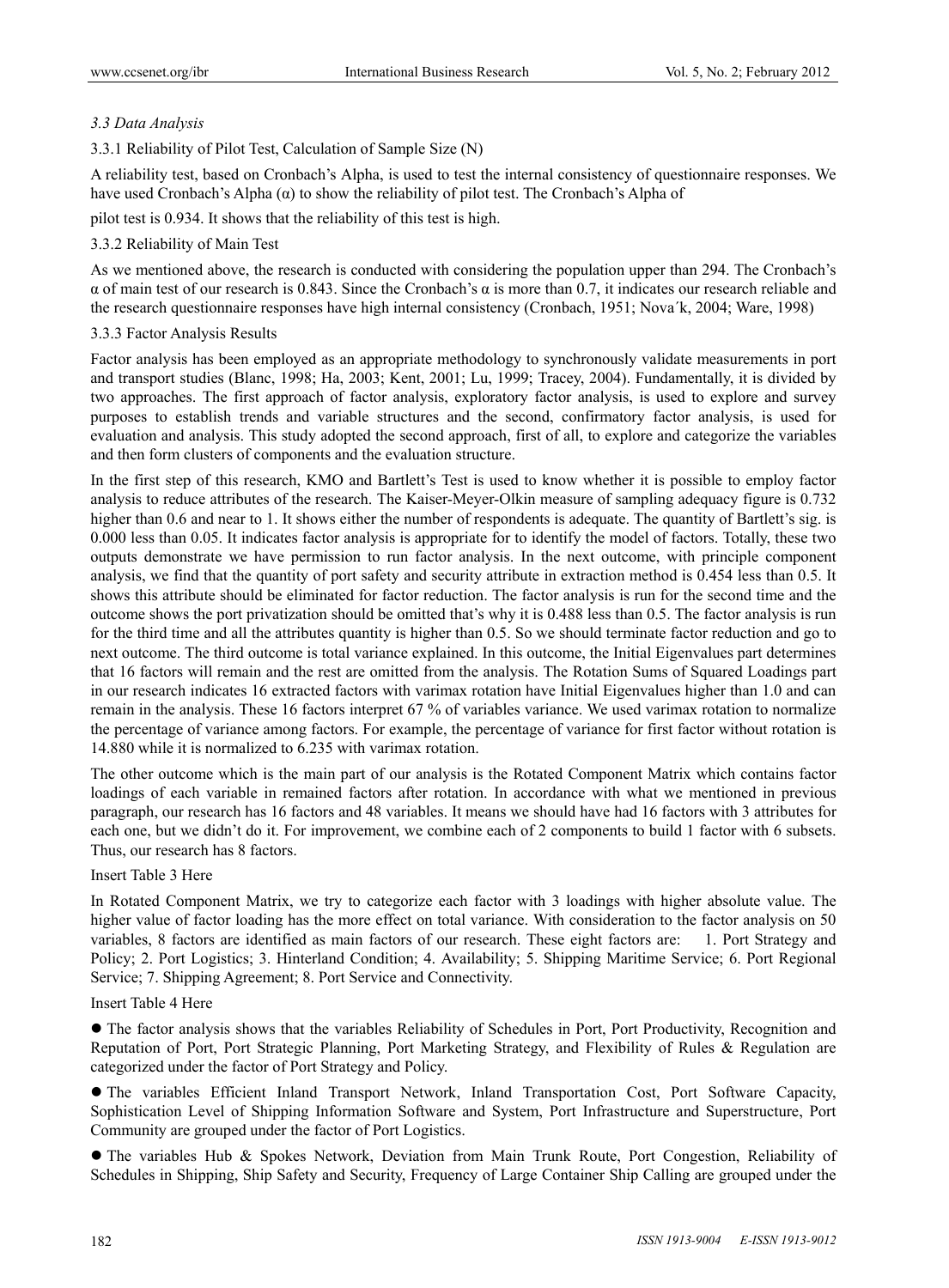### *3.3 Data Analysis*

3.3.1 Reliability of Pilot Test, Calculation of Sample Size (N)

A reliability test, based on Cronbach's Alpha, is used to test the internal consistency of questionnaire responses. We have used Cronbach's Alpha (α) to show the reliability of pilot test. The Cronbach's Alpha of

pilot test is 0.934. It shows that the reliability of this test is high.

3.3.2 Reliability of Main Test

As we mentioned above, the research is conducted with considering the population upper than 294. The Cronbach's α of main test of our research is 0.843. Since the Cronbach's α is more than 0.7, it indicates our research reliable and the research questionnaire responses have high internal consistency (Cronbach, 1951; Nova´k, 2004; Ware, 1998)

3.3.3 Factor Analysis Results

Factor analysis has been employed as an appropriate methodology to synchronously validate measurements in port and transport studies (Blanc, 1998; Ha, 2003; Kent, 2001; Lu, 1999; Tracey, 2004). Fundamentally, it is divided by two approaches. The first approach of factor analysis, exploratory factor analysis, is used to explore and survey purposes to establish trends and variable structures and the second, confirmatory factor analysis, is used for evaluation and analysis. This study adopted the second approach, first of all, to explore and categorize the variables and then form clusters of components and the evaluation structure.

In the first step of this research, KMO and Bartlett's Test is used to know whether it is possible to employ factor analysis to reduce attributes of the research. The Kaiser-Meyer-Olkin measure of sampling adequacy figure is 0.732 higher than 0.6 and near to 1. It shows either the number of respondents is adequate. The quantity of Bartlett's sig. is 0.000 less than 0.05. It indicates factor analysis is appropriate for to identify the model of factors. Totally, these two outputs demonstrate we have permission to run factor analysis. In the next outcome, with principle component analysis, we find that the quantity of port safety and security attribute in extraction method is 0.454 less than 0.5. It shows this attribute should be eliminated for factor reduction. The factor analysis is run for the second time and the outcome shows the port privatization should be omitted that's why it is 0.488 less than 0.5. The factor analysis is run for the third time and all the attributes quantity is higher than 0.5. So we should terminate factor reduction and go to next outcome. The third outcome is total variance explained. In this outcome, the Initial Eigenvalues part determines that 16 factors will remain and the rest are omitted from the analysis. The Rotation Sums of Squared Loadings part in our research indicates 16 extracted factors with varimax rotation have Initial Eigenvalues higher than 1.0 and can remain in the analysis. These 16 factors interpret 67 % of variables variance. We used varimax rotation to normalize the percentage of variance among factors. For example, the percentage of variance for first factor without rotation is 14.880 while it is normalized to 6.235 with varimax rotation.

The other outcome which is the main part of our analysis is the Rotated Component Matrix which contains factor loadings of each variable in remained factors after rotation. In accordance with what we mentioned in previous paragraph, our research has 16 factors and 48 variables. It means we should have had 16 factors with 3 attributes for each one, but we didn't do it. For improvement, we combine each of 2 components to build 1 factor with 6 subsets. Thus, our research has 8 factors.

Insert Table 3 Here

In Rotated Component Matrix, we try to categorize each factor with 3 loadings with higher absolute value. The higher value of factor loading has the more effect on total variance. With consideration to the factor analysis on 50 variables, 8 factors are identified as main factors of our research. These eight factors are: 1. Port Strategy and Policy; 2. Port Logistics; 3. Hinterland Condition; 4. Availability; 5. Shipping Maritime Service; 6. Port Regional Service; 7. Shipping Agreement; 8. Port Service and Connectivity.

Insert Table 4 Here

- The factor analysis shows that the variables Reliability of Schedules in Port, Port Productivity, Recognition and Reputation of Port, Port Strategic Planning, Port Marketing Strategy, and Flexibility of Rules & Regulation are categorized under the factor of Port Strategy and Policy.
- The variables Efficient Inland Transport Network, Inland Transportation Cost, Port Software Capacity, Sophistication Level of Shipping Information Software and System, Port Infrastructure and Superstructure, Port Community are grouped under the factor of Port Logistics.
- The variables Hub & Spokes Network, Deviation from Main Trunk Route, Port Congestion, Reliability of Schedules in Shipping, Ship Safety and Security, Frequency of Large Container Ship Calling are grouped under the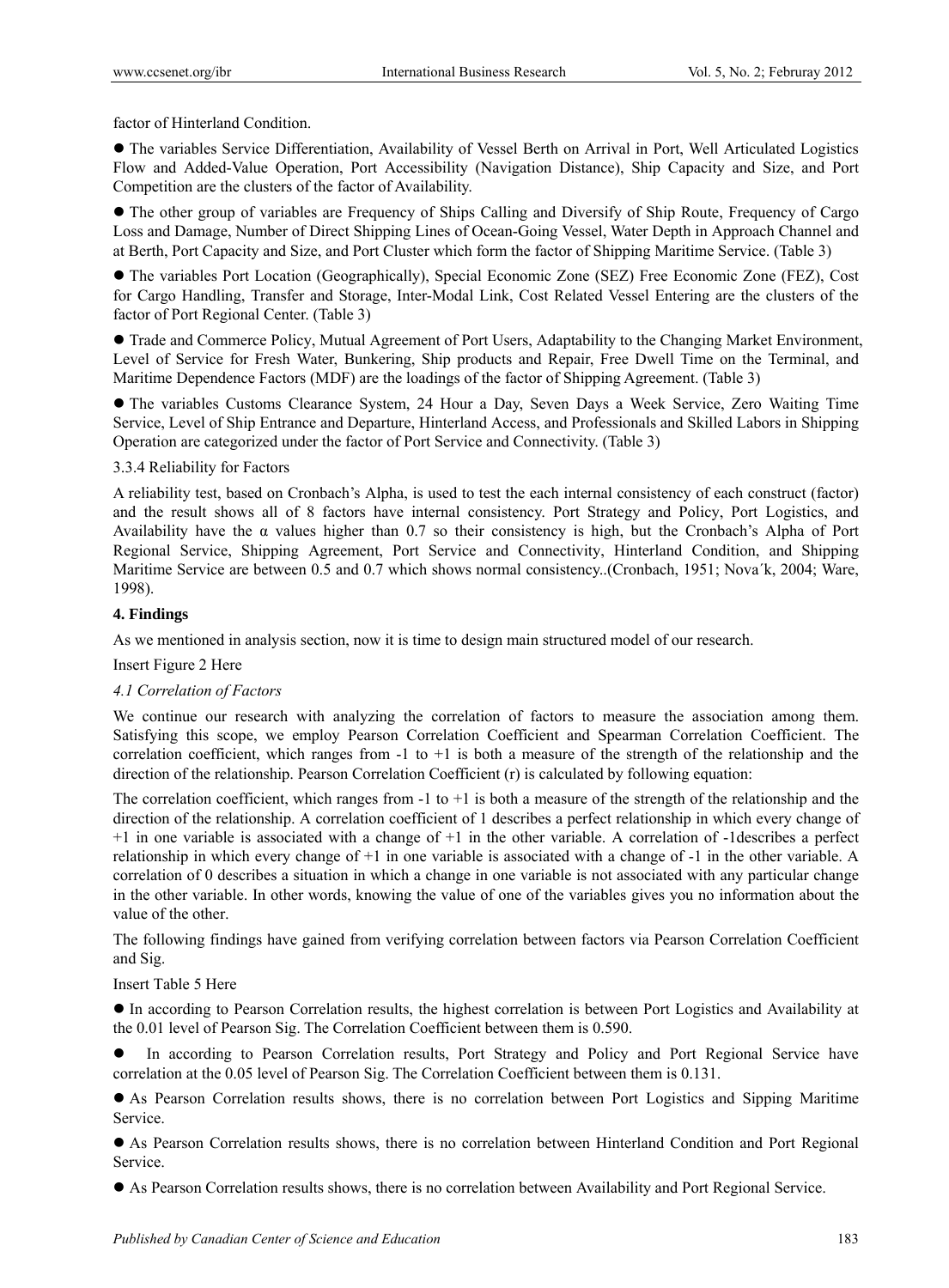factor of Hinterland Condition.

- The variables Service Differentiation, Availability of Vessel Berth on Arrival in Port, Well Articulated Logistics Flow and Added-Value Operation, Port Accessibility (Navigation Distance), Ship Capacity and Size, and Port Competition are the clusters of the factor of Availability.
- The other group of variables are Frequency of Ships Calling and Diversify of Ship Route, Frequency of Cargo Loss and Damage, Number of Direct Shipping Lines of Ocean-Going Vessel, Water Depth in Approach Channel and at Berth, Port Capacity and Size, and Port Cluster which form the factor of Shipping Maritime Service. (Table 3)
- The variables Port Location (Geographically), Special Economic Zone (SEZ) Free Economic Zone (FEZ), Cost for Cargo Handling, Transfer and Storage, Inter-Modal Link, Cost Related Vessel Entering are the clusters of the factor of Port Regional Center. (Table 3)
- Trade and Commerce Policy, Mutual Agreement of Port Users, Adaptability to the Changing Market Environment, Level of Service for Fresh Water, Bunkering, Ship products and Repair, Free Dwell Time on the Terminal, and Maritime Dependence Factors (MDF) are the loadings of the factor of Shipping Agreement. (Table 3)
- The variables Customs Clearance System, 24 Hour a Day, Seven Days a Week Service, Zero Waiting Time Service, Level of Ship Entrance and Departure, Hinterland Access, and Professionals and Skilled Labors in Shipping Operation are categorized under the factor of Port Service and Connectivity. (Table 3)

3.3.4 Reliability for Factors

A reliability test, based on Cronbach's Alpha, is used to test the each internal consistency of each construct (factor) and the result shows all of 8 factors have internal consistency. Port Strategy and Policy, Port Logistics, and Availability have the α values higher than 0.7 so their consistency is high, but the Cronbach's Alpha of Port Regional Service, Shipping Agreement, Port Service and Connectivity, Hinterland Condition, and Shipping Maritime Service are between 0.5 and 0.7 which shows normal consistency..(Cronbach, 1951; Nova´k, 2004; Ware, 1998).

## 4. Findings

As we mentioned in analysis section, now it is time to design main structured model of our research.

Insert Figure 2 Here

### *4.1 Correlation of Factors*

We continue our research with analyzing the correlation of factors to measure the association among them. Satisfying this scope, we employ Pearson Correlation Coefficient and Spearman Correlation Coefficient. The correlation coefficient, which ranges from -1 to +1 is both a measure of the strength of the relationship and the direction of the relationship. Pearson Correlation Coefficient (r) is calculated by following equation:

The correlation coefficient, which ranges from -1 to +1 is both a measure of the strength of the relationship and the direction of the relationship. A correlation coefficient of 1 describes a perfect relationship in which every change of +1 in one variable is associated with a change of +1 in the other variable. A correlation of -1describes a perfect relationship in which every change of +1 in one variable is associated with a change of -1 in the other variable. A correlation of 0 describes a situation in which a change in one variable is not associated with any particular change in the other variable. In other words, knowing the value of one of the variables gives you no information about the value of the other.

The following findings have gained from verifying correlation between factors via Pearson Correlation Coefficient and Sig.

Insert Table 5 Here

- In according to Pearson Correlation results, the highest correlation is between Port Logistics and Availability at the 0.01 level of Pearson Sig. The Correlation Coefficient between them is 0.590.
- In according to Pearson Correlation results, Port Strategy and Policy and Port Regional Service have correlation at the 0.05 level of Pearson Sig. The Correlation Coefficient between them is 0.131.
- As Pearson Correlation results shows, there is no correlation between Port Logistics and Sipping Maritime Service.
- As Pearson Correlation results shows, there is no correlation between Hinterland Condition and Port Regional Service.
- As Pearson Correlation results shows, there is no correlation between Availability and Port Regional Service.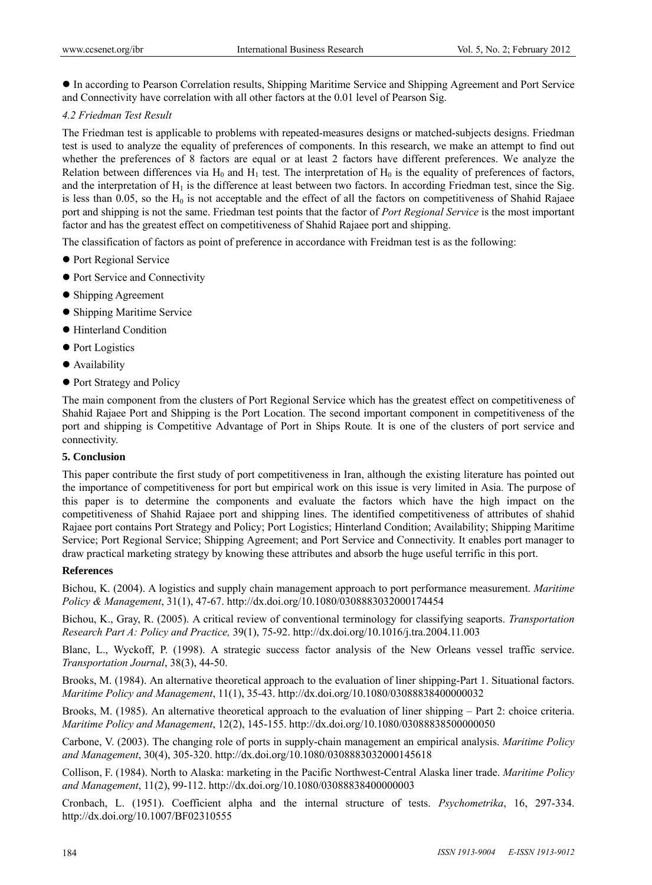- In according to Pearson Correlation results, Shipping Maritime Service and Shipping Agreement and Port Service and Connectivity have correlation with all other factors at the 0.01 level of Pearson Sig.

### *4.2 Friedman Test Result*

The Friedman test is applicable to problems with repeated-measures designs or matched-subjects designs. Friedman test is used to analyze the equality of preferences of components. In this research, we make an attempt to find out whether the preferences of 8 factors are equal or at least 2 factors have different preferences. We analyze the Relation between differences via $H_0$ and $H_1$ test. The interpretation of $H_0$ is the equality of preferences of factors, and the interpretation of $H_1$ is the difference at least between two factors. In according Friedman test, since the Sig. is less than 0.05, so the $H_0$ is not acceptable and the effect of all the factors on competitiveness of Shahid Rajaee port and shipping is not the same. Friedman test points that the factor of *Port Regional Service* is the most important factor and has the greatest effect on competitiveness of Shahid Rajaee port and shipping.

The classification of factors as point of preference in accordance with Freidman test is as the following:

- Port Regional Service
- Port Service and Connectivity
- Shipping Agreement
- Shipping Maritime Service
- Hinterland Condition
- Port Logistics
- Availability
- Port Strategy and Policy

The main component from the clusters of Port Regional Service which has the greatest effect on competitiveness of Shahid Rajaee Port and Shipping is the Port Location. The second important component in competitiveness of the port and shipping is Competitive Advantage of Port in Ships Route*.* It is one of the clusters of port service and connectivity.

## 5. Conclusion

This paper contribute the first study of port competitiveness in Iran, although the existing literature has pointed out the importance of competitiveness for port but empirical work on this issue is very limited in Asia. The purpose of this paper is to determine the components and evaluate the factors which have the high impact on the competitiveness of Shahid Rajaee port and shipping lines. The identified competitiveness of attributes of shahid Rajaee port contains Port Strategy and Policy; Port Logistics; Hinterland Condition; Availability; Shipping Maritime Service; Port Regional Service; Shipping Agreement; and Port Service and Connectivity. It enables port manager to draw practical marketing strategy by knowing these attributes and absorb the huge useful terrific in this port.

## References

Bichou, K. (2004). A logistics and supply chain management approach to port performance measurement. *Maritime Policy & Management*, 31(1), 47-67. http://dx.doi.org/10.1080/0308883032000174454

Bichou, K., Gray, R. (2005). A critical review of conventional terminology for classifying seaports. *Transportation Research Part A: Policy and Practice,* 39(1), 75-92. http://dx.doi.org/10.1016/j.tra.2004.11.003

Blanc, L., Wyckoff, P. (1998). A strategic success factor analysis of the New Orleans vessel traffic service. *Transportation Journal*, 38(3), 44-50.

Brooks, M. (1984). An alternative theoretical approach to the evaluation of liner shipping-Part 1. Situational factors. *Maritime Policy and Management*, 11(1), 35-43. http://dx.doi.org/10.1080/03088838400000032

Brooks, M. (1985). An alternative theoretical approach to the evaluation of liner shipping – Part 2: choice criteria. *Maritime Policy and Management*, 12(2), 145-155. http://dx.doi.org/10.1080/03088838500000050

Carbone, V. (2003). The changing role of ports in supply-chain management an empirical analysis. *Maritime Policy and Management*, 30(4), 305-320. http://dx.doi.org/10.1080/0308883032000145618

Collison, F. (1984). North to Alaska: marketing in the Pacific Northwest-Central Alaska liner trade. *Maritime Policy and Management*, 11(2), 99-112. http://dx.doi.org/10.1080/03088838400000003

Cronbach, L. (1951). Coefficient alpha and the internal structure of tests. *Psychometrika*, 16, 297-334. http://dx.doi.org/10.1007/BF02310555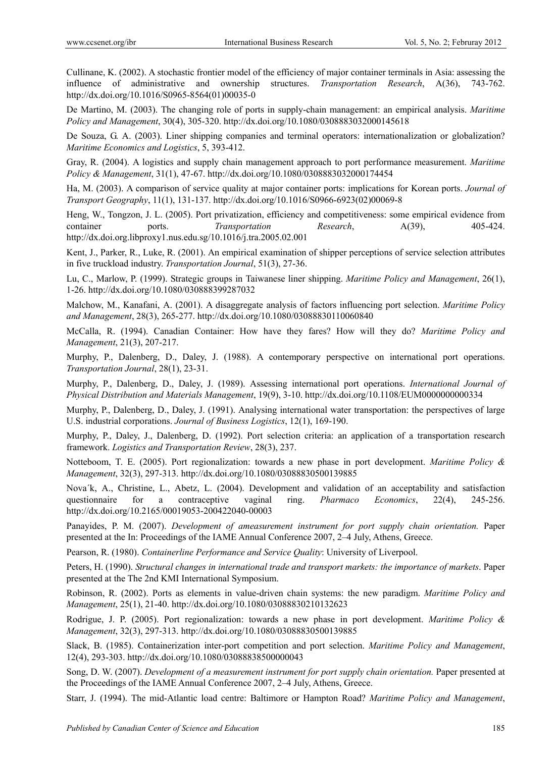Cullinane, K. (2002). A stochastic frontier model of the efficiency of major container terminals in Asia: assessing the influence of administrative and ownership structures. *Transportation Research*, A(36), 743-762. http://dx.doi.org/10.1016/S0965-8564(01)00035-0

De Martino, M. (2003). The changing role of ports in supply-chain management: an empirical analysis. *Maritime Policy and Management*, 30(4), 305-320. http://dx.doi.org/10.1080/030888303200014561​8

De Souza, G. A. (2003). Liner shipping companies and terminal operators: internationalization or globalization? *Maritime Economics and Logistics*, 5, 393-412.

Gray, R. (2004). A logistics and supply chain management approach to port performance measurement. *Maritime Policy & Management*, 31(1), 47-67. http://dx.doi.org/10.1080/0308883032000174454

Ha, M. (2003). A comparison of service quality at major container ports: implications for Korean ports. *Journal of Transport Geography*, 11(1), 131-137. http://dx.doi.org/10.1016/S0966-6923(02)00069-8

Heng, W., Tongzon, J. L. (2005). Port privatization, efficiency and competitiveness: some empirical evidence from container ports. *Transportation Research*, A(39), 405-424. http://dx.doi.org.libproxy1.nus.edu.sg/10.1016/j.tra.2005.02.001

Kent, J., Parker, R., Luke, R. (2001). An empirical examination of shipper perceptions of service selection attributes in five truckload industry. *Transportation Journal*, 51(3), 27-36.

Lu, C., Marlow, P. (1999). Strategic groups in Taiwanese liner shipping. *Maritime Policy and Management*, 26(1), 1-26. http://dx.doi.org/10.1080/030888399287032

Malchow, M., Kanafani, A. (2001). A disaggregate analysis of factors influencing port selection. *Maritime Policy and Management*, 28(3), 265-277. http://dx.doi.org/10.1080/03088830110060840

McCalla, R. (1994). Canadian Container: How have they fares? How will they do? *Maritime Policy and Management*, 21(3), 207-217.

Murphy, P., Dalenberg, D., Daley, J. (1988). A contemporary perspective on international port operations. *Transportation Journal*, 28(1), 23-31.

Murphy, P., Dalenberg, D., Daley, J. (1989). Assessing international port operations. *International Journal of Physical Distribution and Materials Management*, 19(9), 3-10. http://dx.doi.org/10.1108/EUM0000000000334

Murphy, P., Dalenberg, D., Daley, J. (1991). Analysing international water transportation: the perspectives of large U.S. industrial corporations. *Journal of Business Logistics*, 12(1), 169-190.

Murphy, P., Daley, J., Dalenberg, D. (1992). Port selection criteria: an application of a transportation research framework. *Logistics and Transportation Review*, 28(3), 237.

Notteboom, T. E. (2005). Port regionalization: towards a new phase in port development. *Maritime Policy & Management*, 32(3), 297-313. http://dx.doi.org/10.1080/03088830500139885

Nova´k, A., Christine, L., Abetz, L. (2004). Development and validation of an acceptability and satisfaction questionnaire for a contraceptive vaginal ring. *Pharmaco Economics*, 22(4), 245-256. http://dx.doi.org/10.2165/00019053-200422040-00003

Panayides, P. M. (2007). *Development of ameasurement instrument for port supply chain orientation.* Paper presented at the In: Proceedings of the IAME Annual Conference 2007, 2–4 July, Athens, Greece.

Pearson, R. (1980). *Containerline Performance and Service Quality*: University of Liverpool.

Peters, H. (1990). *Structural changes in international trade and transport markets: the importance of markets*. Paper presented at the The 2nd KMI International Symposium.

Robinson, R. (2002). Ports as elements in value-driven chain systems: the new paradigm. *Maritime Policy and Management*, 25(1), 21-40. http://dx.doi.org/10.1080/03088830210132623

Rodrigue, J. P. (2005). Port regionalization: towards a new phase in port development. *Maritime Policy & Management*, 32(3), 297-313. http://dx.doi.org/10.1080/03088830500139885

Slack, B. (1985). Containerization inter-port competition and port selection. *Maritime Policy and Management*, 12(4), 293-303. http://dx.doi.org/10.1080/03088838500000043

Song, D. W. (2007). *Development of a measurement instrument for port supply chain orientation.* Paper presented at the Proceedings of the IAME Annual Conference 2007, 2–4 July, Athens, Greece.

Starr, J. (1994). The mid-Atlantic load centre: Baltimore or Hampton Road? *Maritime Policy and Management*,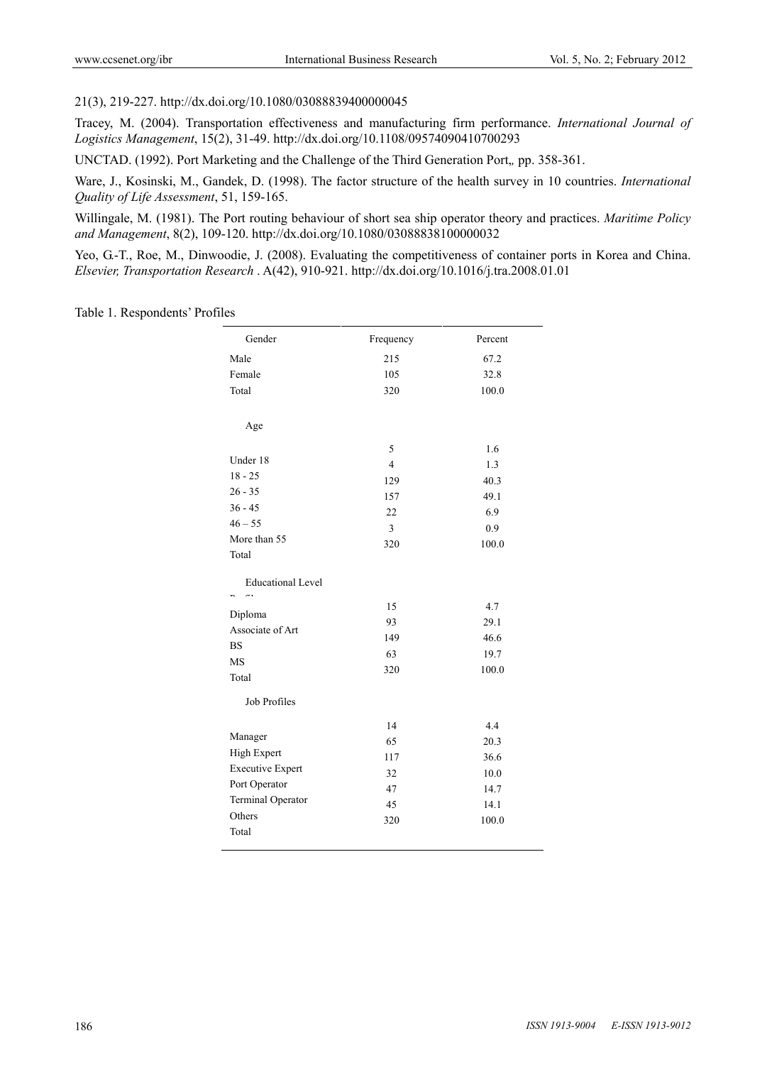21(3), 219-227. http://dx.doi.org/10.1080/03088839400000045

Tracey, M. (2004). Transportation effectiveness and manufacturing firm performance. *International Journal of Logistics Management*, 15(2), 31-49. http://dx.doi.org/10.1108/09574090410700293

UNCTAD. (1992). Port Marketing and the Challenge of the Third Generation Port,, pp. 358-361.

Ware, J., Kosinski, M., Gandek, D. (1998). The factor structure of the health survey in 10 countries. *International Quality of Life Assessment*, 51, 159-165.

Willingale, M. (1981). The Port routing behaviour of short sea ship operator theory and practices. *Maritime Policy and Management*, 8(2), 109-120. http://dx.doi.org/10.1080/03088838100000032

Yeo, G.-T., Roe, M., Dinwoodie, J. (2008). Evaluating the competitiveness of container ports in Korea and China. *Elsevier, Transportation Research* . A(42), 910-921. http://dx.doi.org/10.1016/j.tra.2008.01.01

Table 1. Respondents' Profiles

| Gender | Frequency | Percent |
|---|---|---|
| Male | 215 | 67.2 |
| Female | 105 | 32.8 |
| Total | 320 | 100.0 |
| **Age** | | |
| Under 18 | 5 | 1.6 |
| 18 - 25 | 4 | 1.3 |
| 26 - 35 | 129 | 40.3 |
| 36 - 45 | 157 | 49.1 |
| 46 – 55 | 22 | 6.9 |
| More than 55 | 3 | 0.9 |
| Total | 320 | 100.0 |
| **Educational Level Profile** | | |
| Diploma | 15 | 4.7 |
| Associate of Art | 93 | 29.1 |
| BS | 149 | 46.6 |
| MS | 63 | 19.7 |
| Total | 320 | 100.0 |
| **Job Profiles** | | |
| Manager | 14 | 4.4 |
| High Expert | 65 | 20.3 |
| Executive Expert | 117 | 36.6 |
| Port Operator | 32 | 10.0 |
| Terminal Operator | 47 | 14.7 |
| Others | 45 | 14.1 |
| Total | 320 | 100.0 |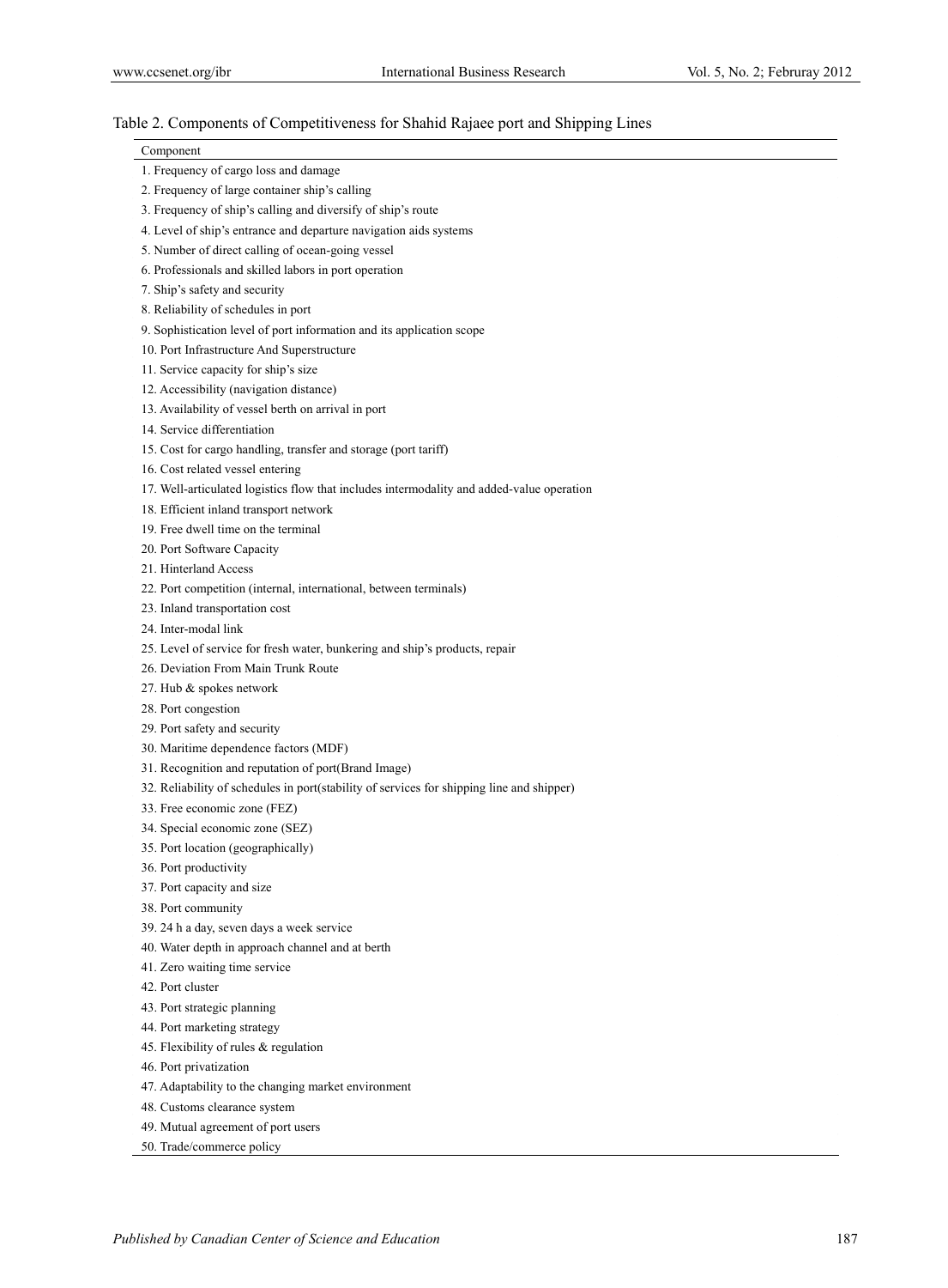Table 2. Components of Competitiveness for Shahid Rajaee port and Shipping Lines

| Component |
|---|
| 1. Frequency of cargo loss and damage |
| 2. Frequency of large container ship's calling |
| 3. Frequency of ship's calling and diversify of ship's route |
| 4. Level of ship's entrance and departure navigation aids systems |
| 5. Number of direct calling of ocean-going vessel |
| 6. Professionals and skilled labors in port operation |
| 7. Ship's safety and security |
| 8. Reliability of schedules in port |
| 9. Sophistication level of port information and its application scope |
| 10. Port Infrastructure And Superstructure |
| 11. Service capacity for ship's size |
| 12. Accessibility (navigation distance) |
| 13. Availability of vessel berth on arrival in port |
| 14. Service differentiation |
| 15. Cost for cargo handling, transfer and storage (port tariff) |
| 16. Cost related vessel entering |
| 17. Well-articulated logistics flow that includes intermodality and added-value operation |
| 18. Efficient inland transport network |
| 19. Free dwell time on the terminal |
| 20. Port Software Capacity |
| 21. Hinterland Access |
| 22. Port competition (internal, international, between terminals) |
| 23. Inland transportation cost |
| 24. Inter-modal link |
| 25. Level of service for fresh water, bunkering and ship's products, repair |
| 26. Deviation From Main Trunk Route |
| 27. Hub & spokes network |
| 28. Port congestion |
| 29. Port safety and security |
| 30. Maritime dependence factors (MDF) |
| 31. Recognition and reputation of port(Brand Image) |
| 32. Reliability of schedules in port(stability of services for shipping line and shipper) |
| 33. Free economic zone (FEZ) |
| 34. Special economic zone (SEZ) |
| 35. Port location (geographically) |
| 36. Port productivity |
| 37. Port capacity and size |
| 38. Port community |
| 39. 24 h a day, seven days a week service |
| 40. Water depth in approach channel and at berth |
| 41. Zero waiting time service |
| 42. Port cluster |
| 43. Port strategic planning |
| 44. Port marketing strategy |
| 45. Flexibility of rules & regulation |
| 46. Port privatization |
| 47. Adaptability to the changing market environment |
| 48. Customs clearance system |
| 49. Mutual agreement of port users |
| 50. Trade/commerce policy |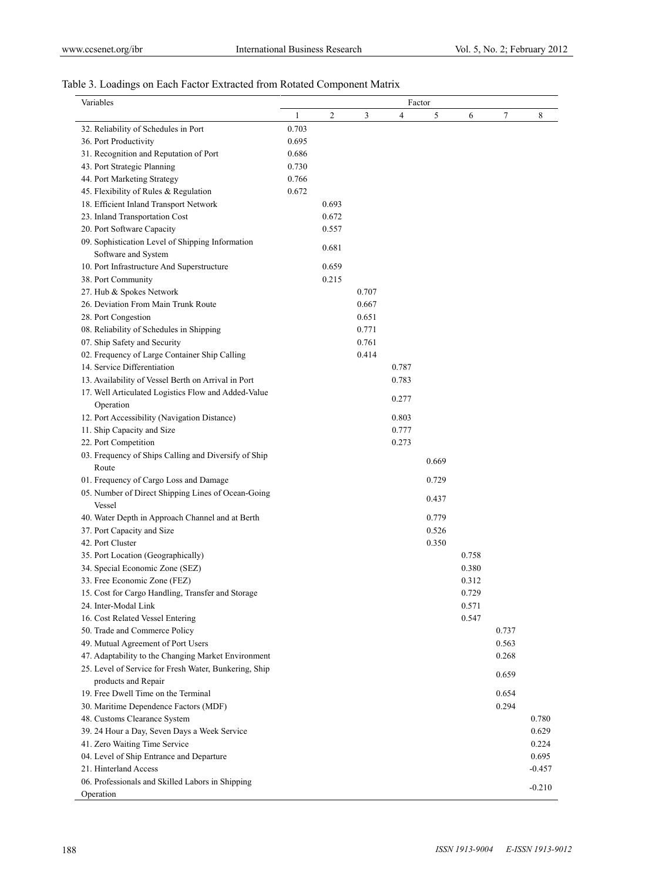Table 3. Loadings on Each Factor Extracted from Rotated Component Matrix

| Variables | Factor | | | | | | | |
|---|---|---|---|---|---|---|---|---|
| | 1 | 2 | 3 | 4 | 5 | 6 | 7 | 8 |
| 32. Reliability of Schedules in Port | 0.703 | | | | | | | |
| 36. Port Productivity | 0.695 | | | | | | | |
| 31. Recognition and Reputation of Port | 0.686 | | | | | | | |
| 43. Port Strategic Planning | 0.730 | | | | | | | |
| 44. Port Marketing Strategy | 0.766 | | | | | | | |
| 45. Flexibility of Rules & Regulation | 0.672 | | | | | | | |
| 18. Efficient Inland Transport Network | | 0.693 | | | | | | |
| 23. Inland Transportation Cost | | 0.672 | | | | | | |
| 20. Port Software Capacity | | 0.557 | | | | | | |
| 09. Sophistication Level of Shipping Information Software and System | | 0.681 | | | | | | |
| 10. Port Infrastructure And Superstructure | | 0.659 | | | | | | |
| 38. Port Community | | 0.215 | | | | | | |
| 27. Hub & Spokes Network | | | 0.707 | | | | | |
| 26. Deviation From Main Trunk Route | | | 0.667 | | | | | |
| 28. Port Congestion | | | 0.651 | | | | | |
| 08. Reliability of Schedules in Shipping | | | 0.771 | | | | | |
| 07. Ship Safety and Security | | | 0.761 | | | | | |
| 02. Frequency of Large Container Ship Calling | | | 0.414 | | | | | |
| 14. Service Differentiation | | | | 0.787 | | | | |
| 13. Availability of Vessel Berth on Arrival in Port | | | | 0.783 | | | | |
| 17. Well Articulated Logistics Flow and Added-Value Operation | | | | 0.277 | | | | |
| 12. Port Accessibility (Navigation Distance) | | | | 0.803 | | | | |
| 11. Ship Capacity and Size | | | | 0.777 | | | | |
| 22. Port Competition | | | | 0.273 | | | | |
| 03. Frequency of Ships Calling and Diversify of Ship Route | | | | | 0.669 | | | |
| 01. Frequency of Cargo Loss and Damage | | | | | 0.729 | | | |
| 05. Number of Direct Shipping Lines of Ocean-Going Vessel | | | | | 0.437 | | | |
| 40. Water Depth in Approach Channel and at Berth | | | | | 0.779 | | | |
| 37. Port Capacity and Size | | | | | 0.526 | | | |
| 42. Port Cluster | | | | | 0.350 | | | |
| 35. Port Location (Geographically) | | | | | | 0.758 | | |
| 34. Special Economic Zone (SEZ) | | | | | | 0.380 | | |
| 33. Free Economic Zone (FEZ) | | | | | | 0.312 | | |
| 15. Cost for Cargo Handling, Transfer and Storage | | | | | | 0.729 | | |
| 24. Inter-Modal Link | | | | | | 0.571 | | |
| 16. Cost Related Vessel Entering | | | | | | 0.547 | | |
| 50. Trade and Commerce Policy | | | | | | | 0.737 | |
| 49. Mutual Agreement of Port Users | | | | | | | 0.563 | |
| 47. Adaptability to the Changing Market Environment | | | | | | | 0.268 | |
| 25. Level of Service for Fresh Water, Bunkering, Ship products and Repair | | | | | | | 0.659 | |
| 19. Free Dwell Time on the Terminal | | | | | | | 0.654 | |
| 30. Maritime Dependence Factors (MDF) | | | | | | | 0.294 | |
| 48. Customs Clearance System | | | | | | | | 0.780 |
| 39. 24 Hour a Day, Seven Days a Week Service | | | | | | | | 0.629 |
| 41. Zero Waiting Time Service | | | | | | | | 0.224 |
| 04. Level of Ship Entrance and Departure | | | | | | | | 0.695 |
| 21. Hinterland Access | | | | | | | | -0.457 |
| 06. Professionals and Skilled Labors in Shipping Operation | | | | | | | | -0.210 |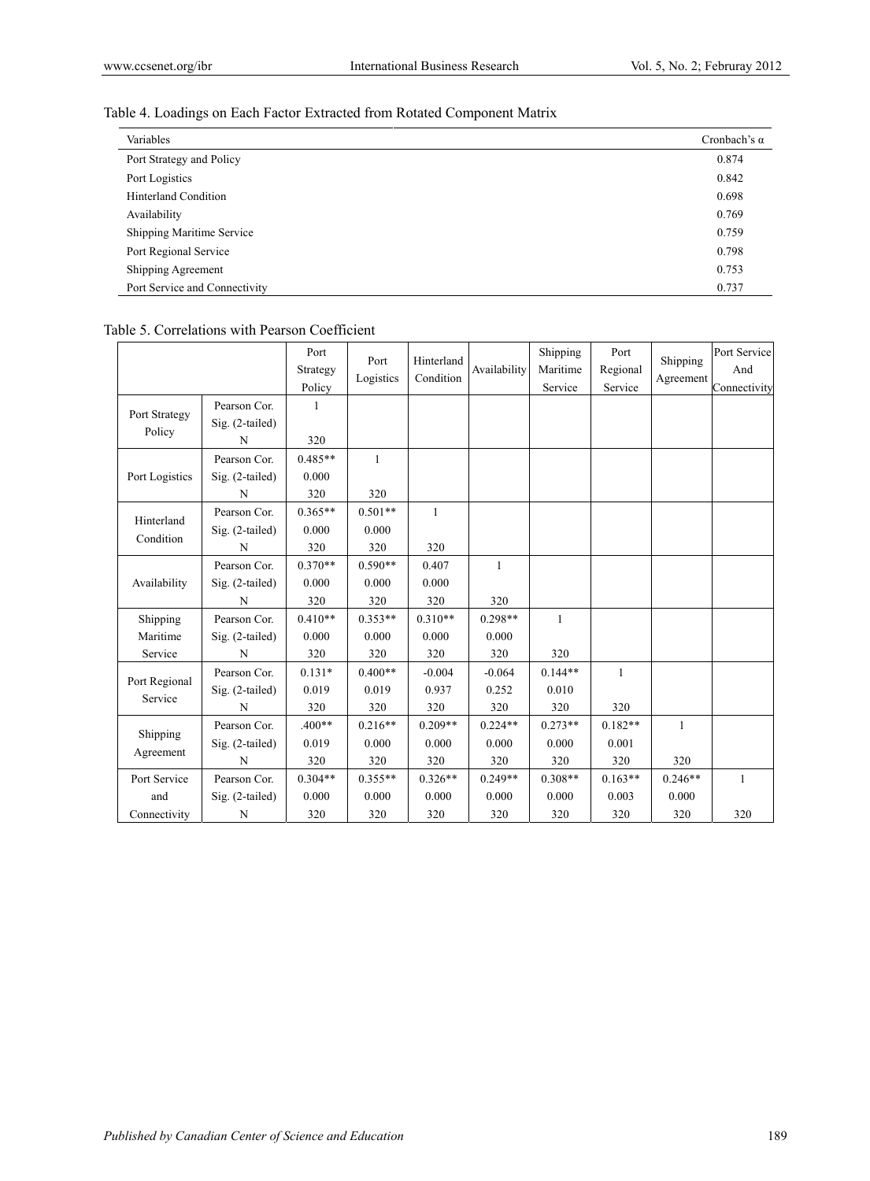Table 4. Loadings on Each Factor Extracted from Rotated Component Matrix

| Variables | Cronbach's α |
|---|---|
| Port Strategy and Policy | 0.874 |
| Port Logistics | 0.842 |
| Hinterland Condition | 0.698 |
| Availability | 0.769 |
| Shipping Maritime Service | 0.759 |
| Port Regional Service | 0.798 |
| Shipping Agreement | 0.753 |
| Port Service and Connectivity | 0.737 |

Table 5. Correlations with Pearson Coefficient

| | | Port Strategy Policy | Port Logistics | Hinterland Condition | Availability | Shipping Maritime Service | Port Regional Service | Shipping Agreement | Port Service And Connectivity |
|---|---|---|---|---|---|---|---|---|---|
| Port Strategy Policy | Pearson Cor. | 1 | | | | | | | |
| | Sig. (2-tailed) | | | | | | | | |
| | N | 320 | | | | | | | |
| Port Logistics | Pearson Cor. | 0.485** | 1 | | | | | | |
| | Sig. (2-tailed) | 0.000 | | | | | | | |
| | N | 320 | 320 | | | | | | |
| Hinterland Condition | Pearson Cor. | 0.365** | 0.501** | 1 | | | | | |
| | Sig. (2-tailed) | 0.000 | 0.000 | | | | | | |
| | N | 320 | 320 | 320 | | | | | |
| Availability | Pearson Cor. | 0.370** | 0.590** | 0.407 | 1 | | | | |
| | Sig. (2-tailed) | 0.000 | 0.000 | 0.000 | | | | | |
| | N | 320 | 320 | 320 | 320 | | | | |
| Shipping Maritime Service | Pearson Cor. | 0.410** | 0.353** | 0.310** | 0.298** | 1 | | | |
| | Sig. (2-tailed) | 0.000 | 0.000 | 0.000 | 0.000 | | | | |
| | N | 320 | 320 | 320 | 320 | 320 | | | |
| Port Regional Service | Pearson Cor. | 0.131* | 0.400** | -0.004 | -0.064 | 0.144** | 1 | | |
| | Sig. (2-tailed) | 0.019 | 0.019 | 0.937 | 0.252 | 0.010 | | | |
| | N | 320 | 320 | 320 | 320 | 320 | 320 | | |
| Shipping Agreement | Pearson Cor. | .400** | 0.216** | 0.209** | 0.224** | 0.273** | 0.182** | 1 | |
| | Sig. (2-tailed) | 0.019 | 0.000 | 0.000 | 0.000 | 0.000 | 0.001 | | |
| | N | 320 | 320 | 320 | 320 | 320 | 320 | 320 | |
| Port Service and Connectivity | Pearson Cor. | 0.304** | 0.355** | 0.326** | 0.249** | 0.308** | 0.163** | 0.246** | 1 |
| | Sig. (2-tailed) | 0.000 | 0.000 | 0.000 | 0.000 | 0.000 | 0.003 | 0.000 | |
| | N | 320 | 320 | 320 | 320 | 320 | 320 | 320 | 320 |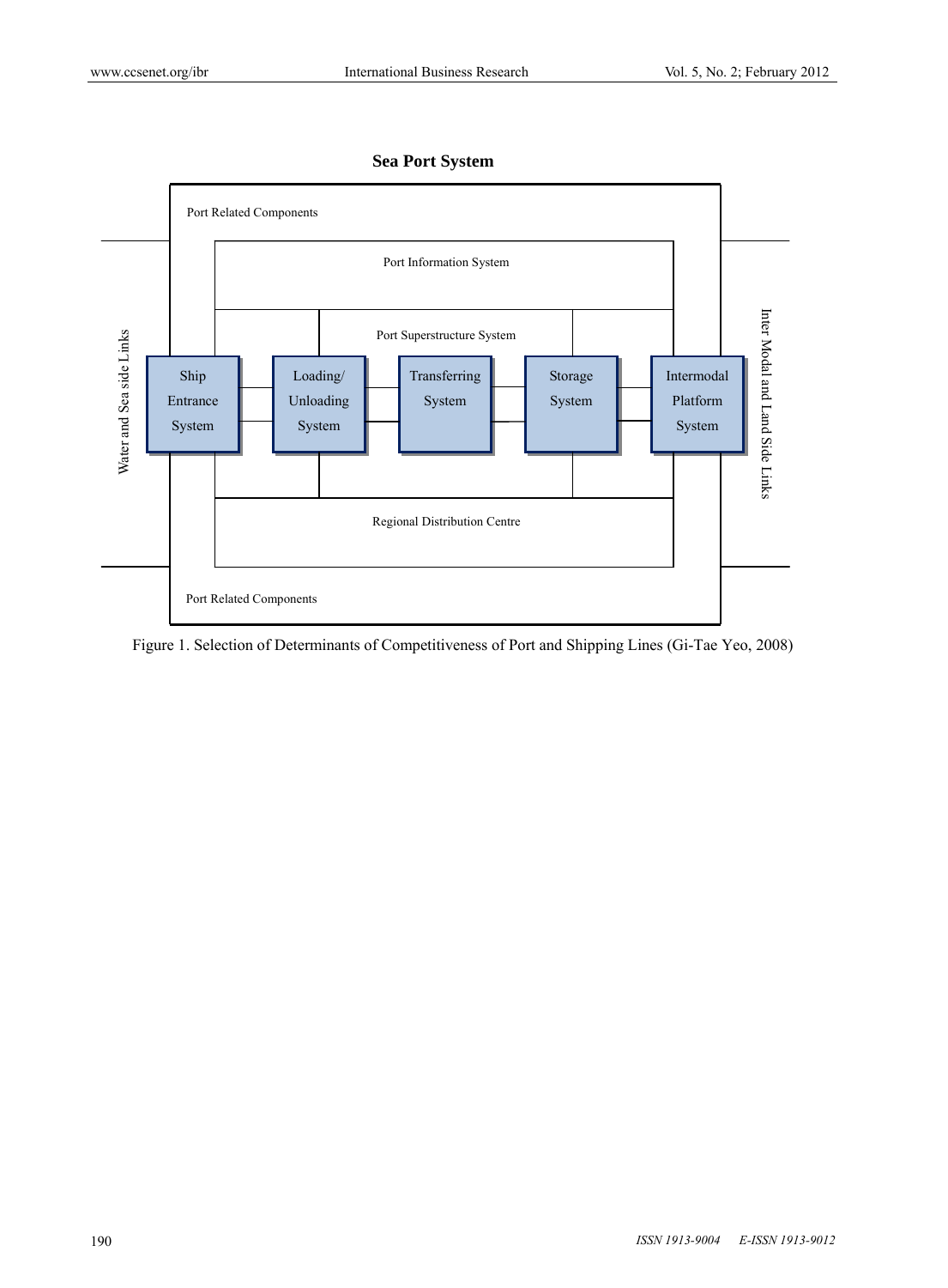**Sea Port System**

Port Related Components

Port Information System

Port Superstructure System

Water and Sea side Links

Ship Entrance System

Loading/ Unloading System

Transferring System

Storage System

Intermodal Platform System

Inter Modal and Land Side Links

Regional Distribution Centre

Port Related Components

Figure 1. Selection of Determinants of Competitiveness of Port and Shipping Lines (Gi-Tae Yeo, 2008)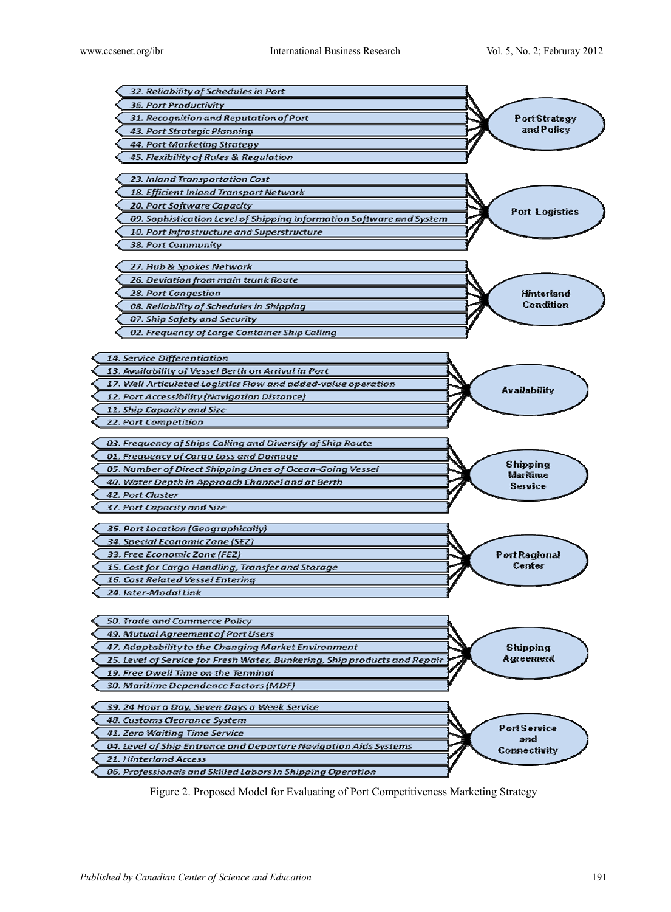32. Reliability of Schedules in Port
36. Port Productivity
31. Recognition and Reputation of Port
43. Port Strategic Planning
44. Port Marketing Strategy
45. Flexibility of Rules & Regulation

Port Strategy and Policy

23. Inland Transportation Cost
18. Efficient Inland Transport Network
20. Port Software Capacity
09. Sophistication Level of Shipping Information Software and System
10. Port Infrastructure and Superstructure
38. Port Community

Port Logistics

27. Hub & Spokes Network
26. Deviation from main trunk Route
28. Port Congestion
08. Reliability of Schedules in Shipping
07. Ship Safety and Security
02. Frequency of Large Container Ship Calling

Hinterland Condition

14. Service Differentiation
13. Availability of Vessel Berth on Arrival in Port
17. Well Articulated Logistics Flow and added-value operation
12. Port Accessibility (Navigation Distance)
11. Ship Capacity and Size
22. Port Competition

Availability

03. Frequency of Ships Calling and Diversify of Ship Route
01. Frequency of Cargo Loss and Damage
05. Number of Direct Shipping Lines of Ocean-Going Vessel
40. Water Depth in Approach Channel and at Berth
42. Port Cluster
37. Port Capacity and Size

Shipping Maritime Service

35. Port Location (Geographically)
34. Special Economic Zone (SEZ)
33. Free Economic Zone (FEZ)
15. Cost for Cargo Handling, Transfer and Storage
16. Cost Related Vessel Entering
24. Inter-Modal Link

Port Regional Center

50. Trade and Commerce Policy
49. Mutual Agreement of Port Users
47. Adaptability to the Changing Market Environment
25. Level of Service for Fresh Water, Bunkering, Ship products and Repair
19. Free Dwell Time on the Terminal
30. Maritime Dependence Factors (MDF)

Shipping Agreement

39. 24 Hour a Day, Seven Days a Week Service
48. Customs Clearance System
41. Zero Waiting Time Service
04. Level of Ship Entrance and Departure Navigation Aids Systems
21. Hinterland Access
06. Professionals and Skilled Labors in Shipping Operation

Port Service and Connectivity

Figure 2. Proposed Model for Evaluating of Port Competitiveness Marketing Strategy